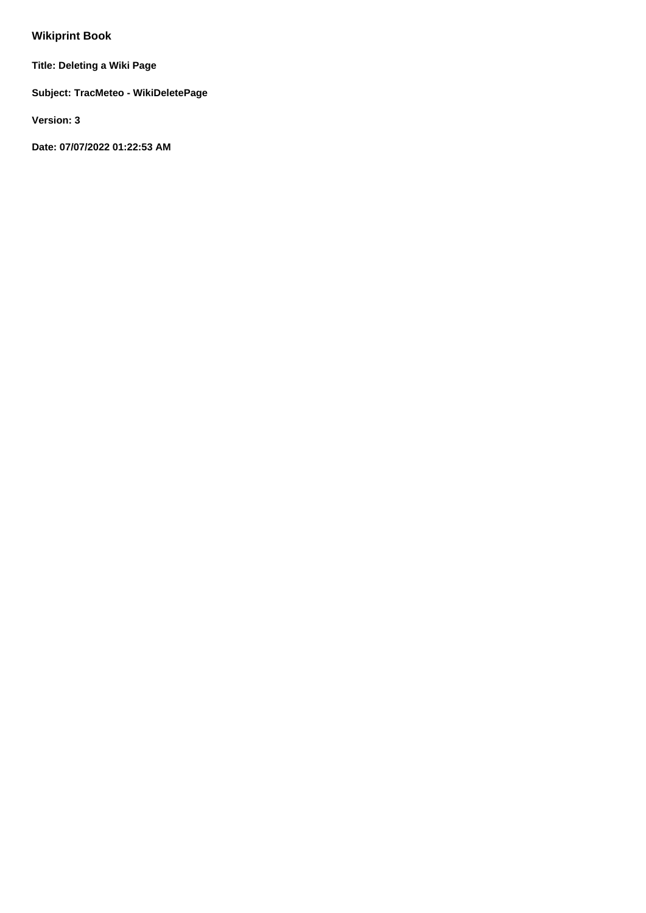# Wikiprint Book

**Title: Deleting a Wiki Page**

**Subject: TracMeteo - WikiDeletePage**

**Version: 3**

**Date: 07/07/2022 01:22:53 AM**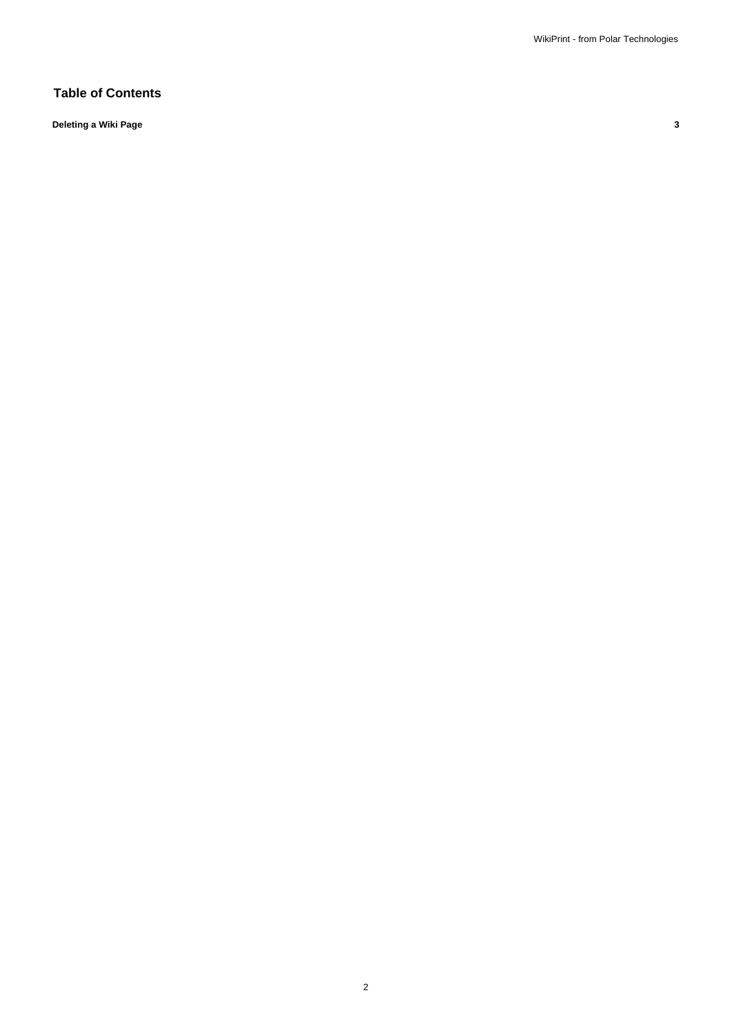## Table of Contents

| | |
|---|---|
| **Deleting a Wiki Page** | **3** |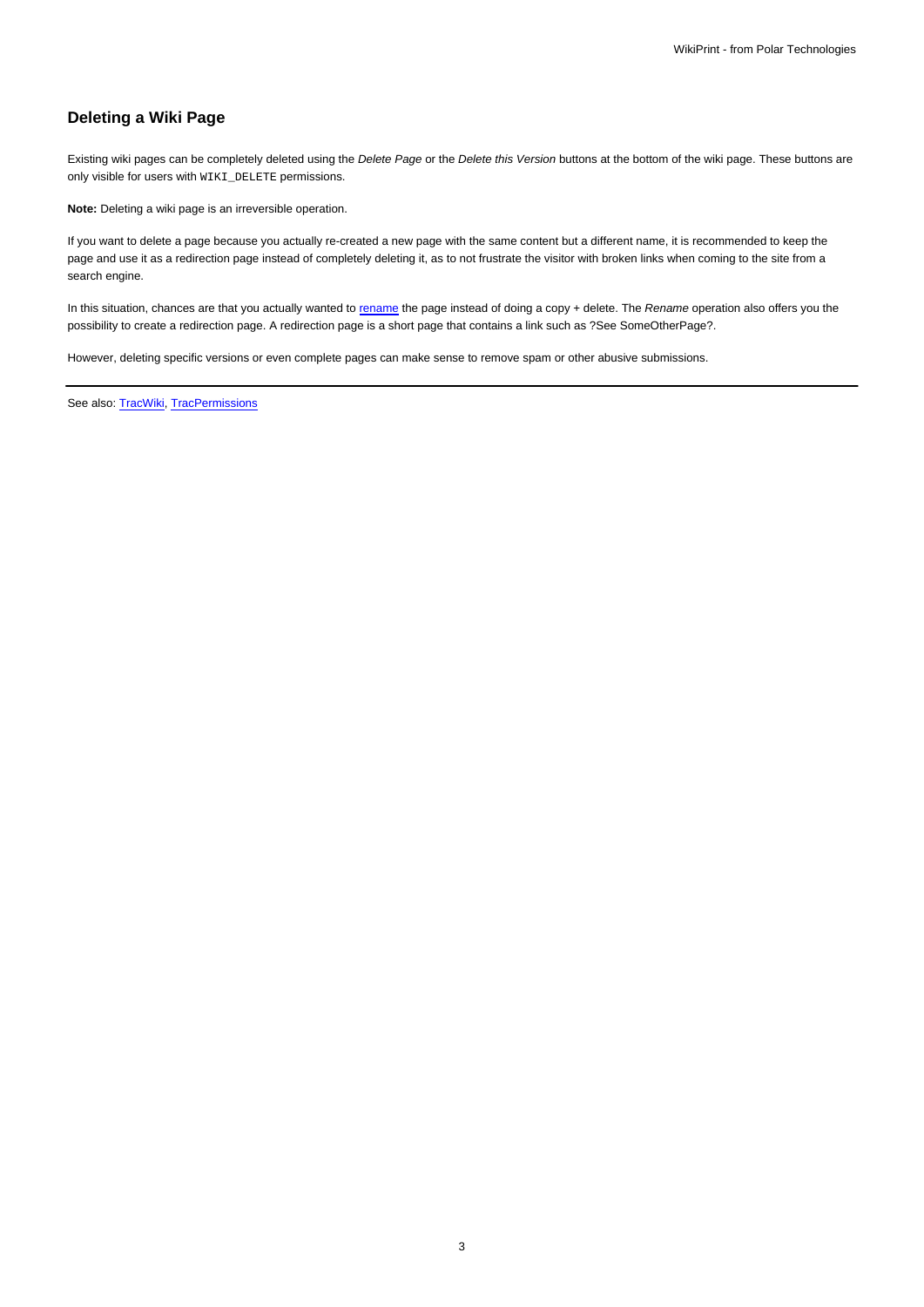### Deleting a Wiki Page

Existing wiki pages can be completely deleted using the *Delete Page* or the *Delete this Version* buttons at the bottom of the wiki page. These buttons are only visible for users with `WIKI_DELETE` permissions.

**Note:** Deleting a wiki page is an irreversible operation.

If you want to delete a page because you actually re-created a new page with the same content but a different name, it is recommended to keep the page and use it as a redirection page instead of completely deleting it, as to not frustrate the visitor with broken links when coming to the site from a search engine.

In this situation, chances are that you actually wanted to rename the page instead of doing a copy + delete. The *Rename* operation also offers you the possibility to create a redirection page. A redirection page is a short page that contains a link such as ?See SomeOtherPage?.

However, deleting specific versions or even complete pages can make sense to remove spam or other abusive submissions.

---

See also: TracWiki, TracPermissions